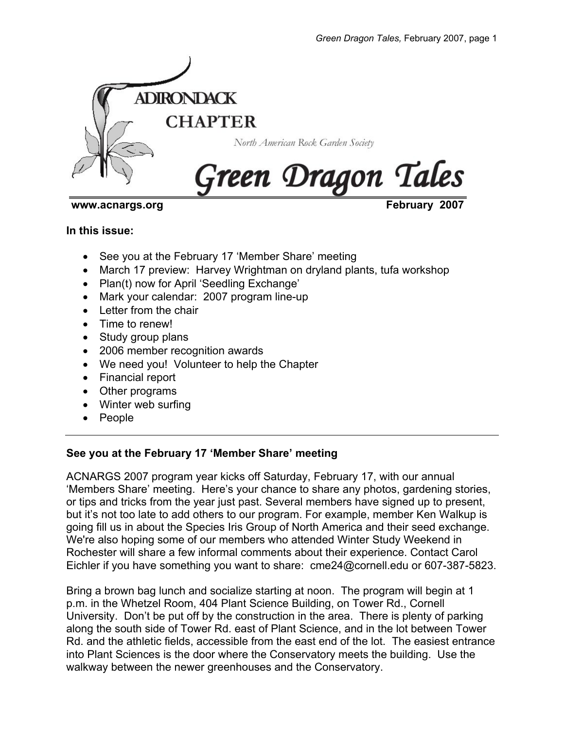ADIRONDACK CHAPTER

North American Rock Garden Society

# Green Dragon Tales

**www.acnargs.org** **February 2007**

**In this issue:**

- See you at the February 17 'Member Share' meeting
- March 17 preview: Harvey Wrightman on dryland plants, tufa workshop
- Plan(t) now for April 'Seedling Exchange'
- Mark your calendar: 2007 program line-up
- Letter from the chair
- Time to renew!
- Study group plans
- 2006 member recognition awards
- We need you! Volunteer to help the Chapter
- Financial report
- Other programs
- Winter web surfing
- People

---

## See you at the February 17 'Member Share' meeting

ACNARGS 2007 program year kicks off Saturday, February 17, with our annual 'Members Share' meeting. Here's your chance to share any photos, gardening stories, or tips and tricks from the year just past. Several members have signed up to present, but it's not too late to add others to our program. For example, member Ken Walkup is going fill us in about the Species Iris Group of North America and their seed exchange. We're also hoping some of our members who attended Winter Study Weekend in Rochester will share a few informal comments about their experience. Contact Carol Eichler if you have something you want to share: cme24@cornell.edu or 607-387-5823.

Bring a brown bag lunch and socialize starting at noon. The program will begin at 1 p.m. in the Whetzel Room, 404 Plant Science Building, on Tower Rd., Cornell University. Don't be put off by the construction in the area. There is plenty of parking along the south side of Tower Rd. east of Plant Science, and in the lot between Tower Rd. and the athletic fields, accessible from the east end of the lot. The easiest entrance into Plant Sciences is the door where the Conservatory meets the building. Use the walkway between the newer greenhouses and the Conservatory.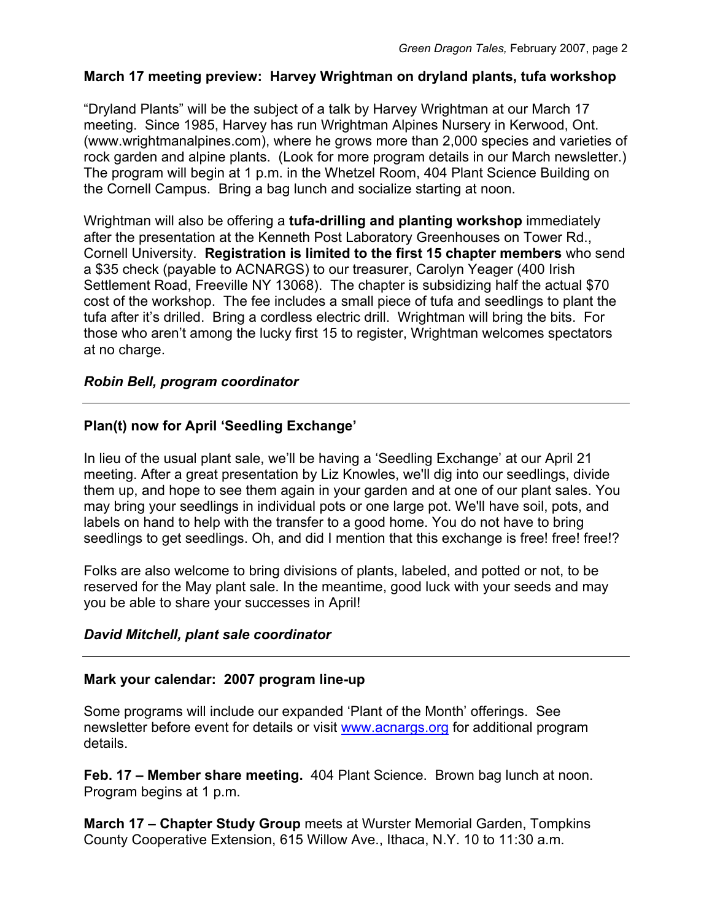### March 17 meeting preview: Harvey Wrightman on dryland plants, tufa workshop

"Dryland Plants" will be the subject of a talk by Harvey Wrightman at our March 17 meeting. Since 1985, Harvey has run Wrightman Alpines Nursery in Kerwood, Ont. (www.wrightmanalpines.com), where he grows more than 2,000 species and varieties of rock garden and alpine plants. (Look for more program details in our March newsletter.) The program will begin at 1 p.m. in the Whetzel Room, 404 Plant Science Building on the Cornell Campus. Bring a bag lunch and socialize starting at noon.

Wrightman will also be offering a **tufa-drilling and planting workshop** immediately after the presentation at the Kenneth Post Laboratory Greenhouses on Tower Rd., Cornell University. **Registration is limited to the first 15 chapter members** who send a $35 check (payable to ACNARGS) to our treasurer, Carolyn Yeager (400 Irish Settlement Road, Freeville NY 13068). The chapter is subsidizing half the actual $70 cost of the workshop. The fee includes a small piece of tufa and seedlings to plant the tufa after it's drilled. Bring a cordless electric drill. Wrightman will bring the bits. For those who aren't among the lucky first 15 to register, Wrightman welcomes spectators at no charge.

***Robin Bell, program coordinator***

---

### Plan(t) now for April 'Seedling Exchange'

In lieu of the usual plant sale, we'll be having a 'Seedling Exchange' at our April 21 meeting. After a great presentation by Liz Knowles, we'll dig into our seedlings, divide them up, and hope to see them again in your garden and at one of our plant sales. You may bring your seedlings in individual pots or one large pot. We'll have soil, pots, and labels on hand to help with the transfer to a good home. You do not have to bring seedlings to get seedlings. Oh, and did I mention that this exchange is free! free! free!?

Folks are also welcome to bring divisions of plants, labeled, and potted or not, to be reserved for the May plant sale. In the meantime, good luck with your seeds and may you be able to share your successes in April!

***David Mitchell, plant sale coordinator***

---

### Mark your calendar: 2007 program line-up

Some programs will include our expanded 'Plant of the Month' offerings. See newsletter before event for details or visit www.acnargs.org for additional program details.

**Feb. 17 – Member share meeting.** 404 Plant Science. Brown bag lunch at noon. Program begins at 1 p.m.

**March 17 – Chapter Study Group** meets at Wurster Memorial Garden, Tompkins County Cooperative Extension, 615 Willow Ave., Ithaca, N.Y. 10 to 11:30 a.m.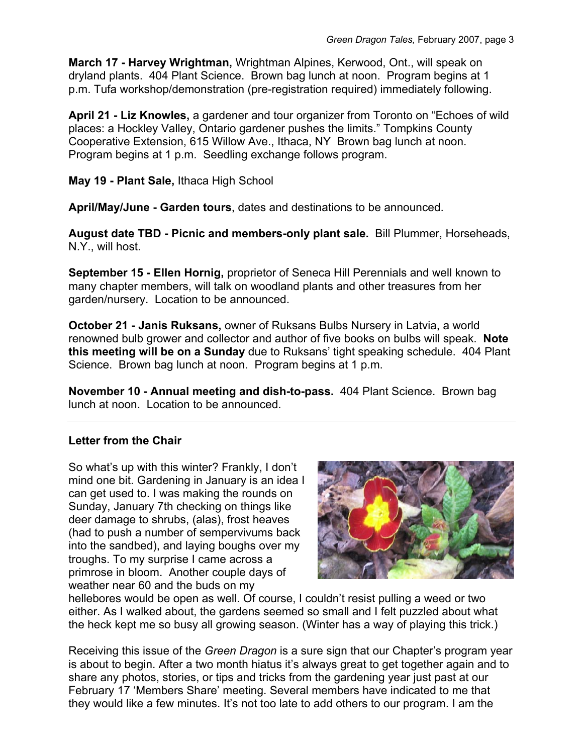**March 17 - Harvey Wrightman,** Wrightman Alpines, Kerwood, Ont., will speak on dryland plants. 404 Plant Science. Brown bag lunch at noon. Program begins at 1 p.m. Tufa workshop/demonstration (pre-registration required) immediately following.

**April 21 - Liz Knowles,** a gardener and tour organizer from Toronto on "Echoes of wild places: a Hockley Valley, Ontario gardener pushes the limits." Tompkins County Cooperative Extension, 615 Willow Ave., Ithaca, NY Brown bag lunch at noon. Program begins at 1 p.m. Seedling exchange follows program.

**May 19 - Plant Sale,** Ithaca High School

**April/May/June - Garden tours**, dates and destinations to be announced.

**August date TBD - Picnic and members-only plant sale.** Bill Plummer, Horseheads, N.Y., will host.

**September 15 - Ellen Hornig,** proprietor of Seneca Hill Perennials and well known to many chapter members, will talk on woodland plants and other treasures from her garden/nursery. Location to be announced.

**October 21 - Janis Ruksans,** owner of Ruksans Bulbs Nursery in Latvia, a world renowned bulb grower and collector and author of five books on bulbs will speak. **Note this meeting will be on a Sunday** due to Ruksans' tight speaking schedule. 404 Plant Science. Brown bag lunch at noon. Program begins at 1 p.m.

**November 10 - Annual meeting and dish-to-pass.** 404 Plant Science. Brown bag lunch at noon. Location to be announced.

---

### Letter from the Chair

So what's up with this winter? Frankly, I don't mind one bit. Gardening in January is an idea I can get used to. I was making the rounds on Sunday, January 7th checking on things like deer damage to shrubs, (alas), frost heaves (had to push a number of sempervivums back into the sandbed), and laying boughs over my troughs. To my surprise I came across a primrose in bloom. Another couple days of weather near 60 and the buds on my hellebores would be open as well. Of course, I couldn't resist pulling a weed or two either. As I walked about, the gardens seemed so small and I felt puzzled about what the heck kept me so busy all growing season. (Winter has a way of playing this trick.)

Receiving this issue of the *Green Dragon* is a sure sign that our Chapter's program year is about to begin. After a two month hiatus it's always great to get together again and to share any photos, stories, or tips and tricks from the gardening year just past at our February 17 'Members Share' meeting. Several members have indicated to me that they would like a few minutes. It's not too late to add others to our program. I am the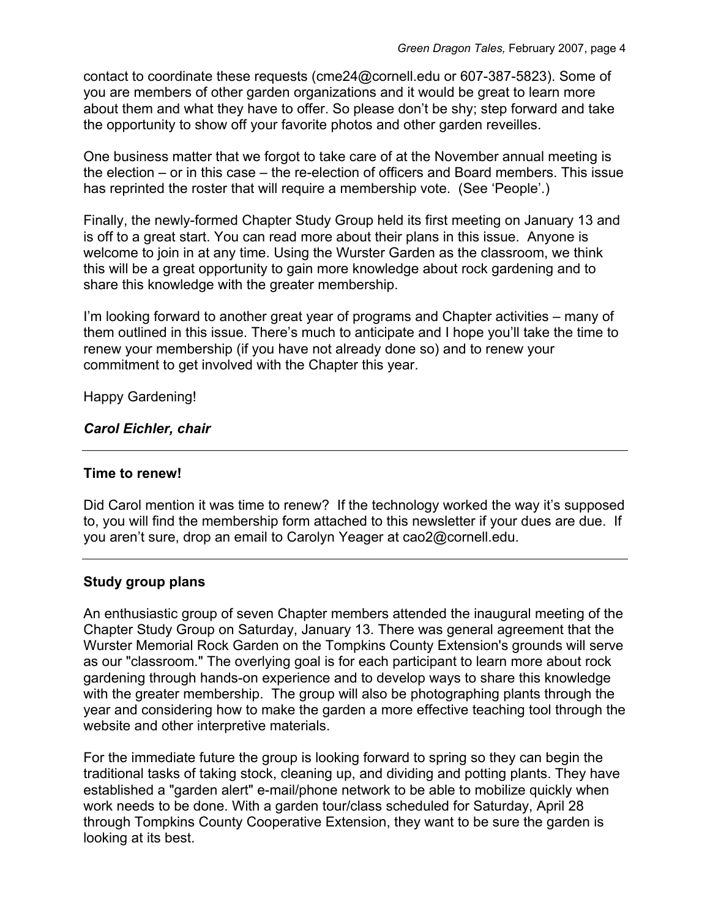contact to coordinate these requests (cme24@cornell.edu or 607-387-5823). Some of you are members of other garden organizations and it would be great to learn more about them and what they have to offer. So please don't be shy; step forward and take the opportunity to show off your favorite photos and other garden reveilles.

One business matter that we forgot to take care of at the November annual meeting is the election – or in this case – the re-election of officers and Board members. This issue has reprinted the roster that will require a membership vote. (See 'People'.)

Finally, the newly-formed Chapter Study Group held its first meeting on January 13 and is off to a great start. You can read more about their plans in this issue. Anyone is welcome to join in at any time. Using the Wurster Garden as the classroom, we think this will be a great opportunity to gain more knowledge about rock gardening and to share this knowledge with the greater membership.

I'm looking forward to another great year of programs and Chapter activities – many of them outlined in this issue. There's much to anticipate and I hope you'll take the time to renew your membership (if you have not already done so) and to renew your commitment to get involved with the Chapter this year.

Happy Gardening!

***Carol Eichler, chair***

---

**Time to renew!**

Did Carol mention it was time to renew? If the technology worked the way it's supposed to, you will find the membership form attached to this newsletter if your dues are due. If you aren't sure, drop an email to Carolyn Yeager at cao2@cornell.edu.

---

**Study group plans**

An enthusiastic group of seven Chapter members attended the inaugural meeting of the Chapter Study Group on Saturday, January 13. There was general agreement that the Wurster Memorial Rock Garden on the Tompkins County Extension's grounds will serve as our "classroom." The overlying goal is for each participant to learn more about rock gardening through hands-on experience and to develop ways to share this knowledge with the greater membership. The group will also be photographing plants through the year and considering how to make the garden a more effective teaching tool through the website and other interpretive materials.

For the immediate future the group is looking forward to spring so they can begin the traditional tasks of taking stock, cleaning up, and dividing and potting plants. They have established a "garden alert" e-mail/phone network to be able to mobilize quickly when work needs to be done. With a garden tour/class scheduled for Saturday, April 28 through Tompkins County Cooperative Extension, they want to be sure the garden is looking at its best.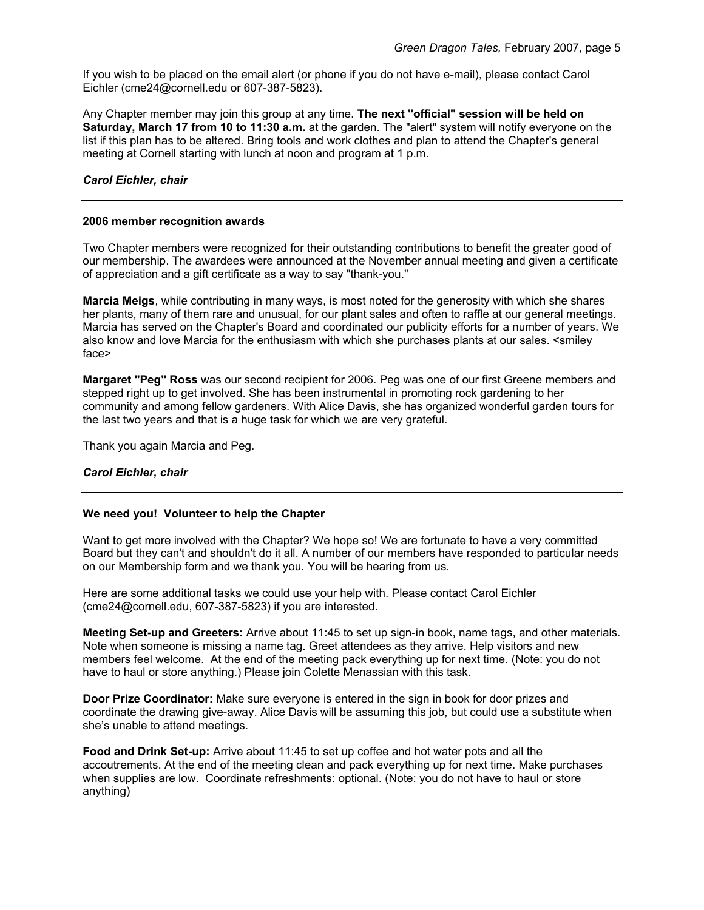If you wish to be placed on the email alert (or phone if you do not have e-mail), please contact Carol Eichler (cme24@cornell.edu or 607-387-5823).

Any Chapter member may join this group at any time. **The next "official" session will be held on Saturday, March 17 from 10 to 11:30 a.m.** at the garden. The "alert" system will notify everyone on the list if this plan has to be altered. Bring tools and work clothes and plan to attend the Chapter's general meeting at Cornell starting with lunch at noon and program at 1 p.m.

***Carol Eichler, chair***

---

**2006 member recognition awards**

Two Chapter members were recognized for their outstanding contributions to benefit the greater good of our membership. The awardees were announced at the November annual meeting and given a certificate of appreciation and a gift certificate as a way to say "thank-you."

**Marcia Meigs**, while contributing in many ways, is most noted for the generosity with which she shares her plants, many of them rare and unusual, for our plant sales and often to raffle at our general meetings. Marcia has served on the Chapter's Board and coordinated our publicity efforts for a number of years. We also know and love Marcia for the enthusiasm with which she purchases plants at our sales. <smiley face>

**Margaret "Peg" Ross** was our second recipient for 2006. Peg was one of our first Greene members and stepped right up to get involved. She has been instrumental in promoting rock gardening to her community and among fellow gardeners. With Alice Davis, she has organized wonderful garden tours for the last two years and that is a huge task for which we are very grateful.

Thank you again Marcia and Peg.

***Carol Eichler, chair***

---

**We need you! Volunteer to help the Chapter**

Want to get more involved with the Chapter? We hope so! We are fortunate to have a very committed Board but they can't and shouldn't do it all. A number of our members have responded to particular needs on our Membership form and we thank you. You will be hearing from us.

Here are some additional tasks we could use your help with. Please contact Carol Eichler (cme24@cornell.edu, 607-387-5823) if you are interested.

**Meeting Set-up and Greeters:** Arrive about 11:45 to set up sign-in book, name tags, and other materials. Note when someone is missing a name tag. Greet attendees as they arrive. Help visitors and new members feel welcome. At the end of the meeting pack everything up for next time. (Note: you do not have to haul or store anything.) Please join Colette Menassian with this task.

**Door Prize Coordinator:** Make sure everyone is entered in the sign in book for door prizes and coordinate the drawing give-away. Alice Davis will be assuming this job, but could use a substitute when she's unable to attend meetings.

**Food and Drink Set-up:** Arrive about 11:45 to set up coffee and hot water pots and all the accoutrements. At the end of the meeting clean and pack everything up for next time. Make purchases when supplies are low. Coordinate refreshments: optional. (Note: you do not have to haul or store anything)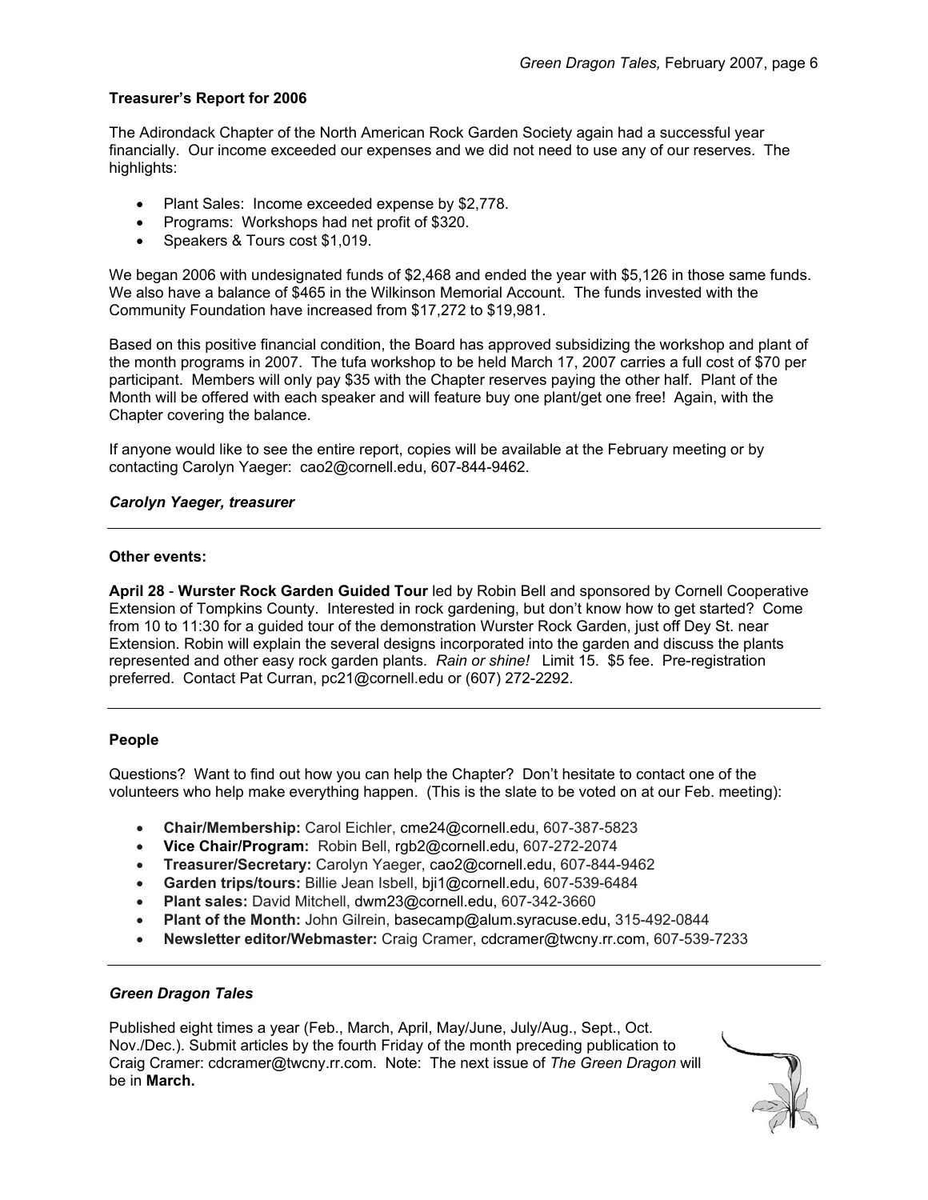**Treasurer's Report for 2006**

The Adirondack Chapter of the North American Rock Garden Society again had a successful year financially. Our income exceeded our expenses and we did not need to use any of our reserves. The highlights:

- Plant Sales: Income exceeded expense by $2,778.
- Programs: Workshops had net profit of $320.
- Speakers & Tours cost $1,019.

We began 2006 with undesignated funds of $2,468 and ended the year with $5,126 in those same funds. We also have a balance of $465 in the Wilkinson Memorial Account. The funds invested with the Community Foundation have increased from $17,272 to $19,981.

Based on this positive financial condition, the Board has approved subsidizing the workshop and plant of the month programs in 2007. The tufa workshop to be held March 17, 2007 carries a full cost of $70 per participant. Members will only pay $35 with the Chapter reserves paying the other half. Plant of the Month will be offered with each speaker and will feature buy one plant/get one free! Again, with the Chapter covering the balance.

If anyone would like to see the entire report, copies will be available at the February meeting or by contacting Carolyn Yaeger: cao2@cornell.edu, 607-844-9462.

***Carolyn Yaeger, treasurer***

---

**Other events:**

**April 28** - **Wurster Rock Garden Guided Tour** led by Robin Bell and sponsored by Cornell Cooperative Extension of Tompkins County. Interested in rock gardening, but don't know how to get started? Come from 10 to 11:30 for a guided tour of the demonstration Wurster Rock Garden, just off Dey St. near Extension. Robin will explain the several designs incorporated into the garden and discuss the plants represented and other easy rock garden plants. *Rain or shine!* Limit 15. $5 fee. Pre-registration preferred. Contact Pat Curran, pc21@cornell.edu or (607) 272-2292.

---

**People**

Questions? Want to find out how you can help the Chapter? Don't hesitate to contact one of the volunteers who help make everything happen. (This is the slate to be voted on at our Feb. meeting):

- **Chair/Membership:** Carol Eichler, cme24@cornell.edu, 607-387-5823
- **Vice Chair/Program:** Robin Bell, rgb2@cornell.edu, 607-272-2074
- **Treasurer/Secretary:** Carolyn Yaeger, cao2@cornell.edu, 607-844-9462
- **Garden trips/tours:** Billie Jean Isbell, bji1@cornell.edu, 607-539-6484
- **Plant sales:** David Mitchell, dwm23@cornell.edu, 607-342-3660
- **Plant of the Month:** John Gilrein, basecamp@alum.syracuse.edu, 315-492-0844
- **Newsletter editor/Webmaster:** Craig Cramer, cdcramer@twcny.rr.com, 607-539-7233

---

***Green Dragon Tales***

Published eight times a year (Feb., March, April, May/June, July/Aug., Sept., Oct. Nov./Dec.). Submit articles by the fourth Friday of the month preceding publication to Craig Cramer: cdcramer@twcny.rr.com. Note: The next issue of *The Green Dragon* will be in **March.**